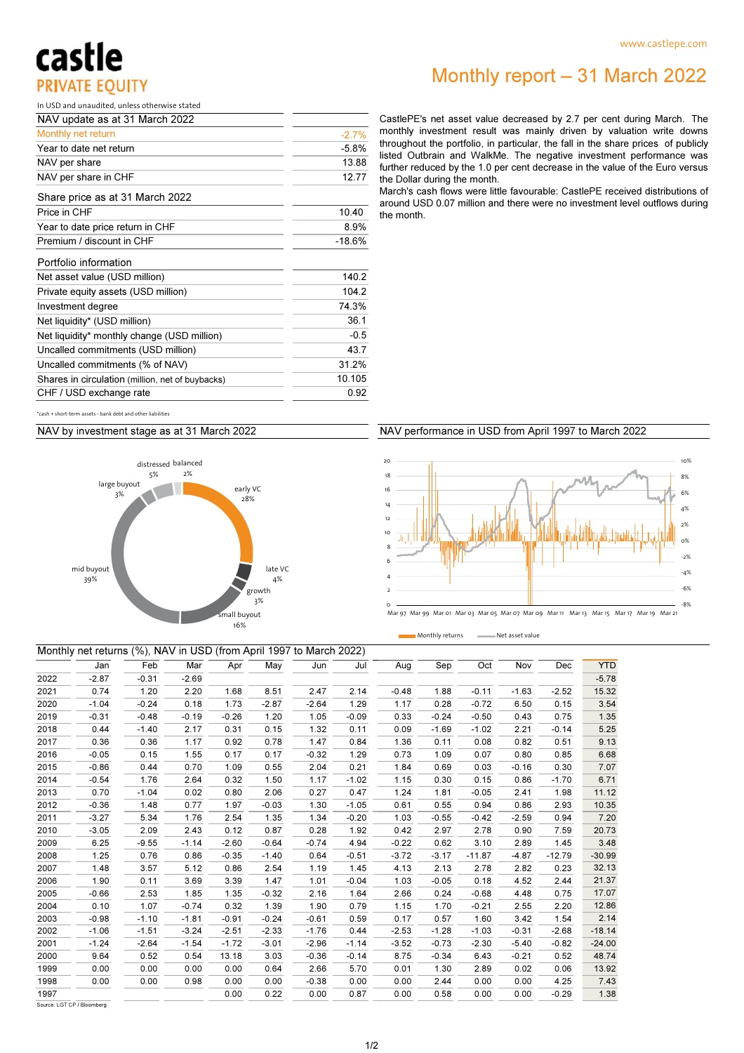castle PRIVATE EQUITY

www.castlepe.com

# Monthly report – 31 March 2022

In USD and unaudited, unless otherwise stated

| NAV update as at 31 March 2022 | |
|---|---|
| Monthly net return | -2.7% |
| Year to date net return | -5.8% |
| NAV per share | 13.88 |
| NAV per share in CHF | 12.77 |

| Share price as at 31 March 2022 | |
|---|---|
| Price in CHF | 10.40 |
| Year to date price return in CHF | 8.9% |
| Premium / discount in CHF | -18.6% |

| Portfolio information | |
|---|---|
| Net asset value (USD million) | 140.2 |
| Private equity assets (USD million) | 104.2 |
| Investment degree | 74.3% |
| Net liquidity* (USD million) | 36.1 |
| Net liquidity* monthly change (USD million) | -0.5 |
| Uncalled commitments (USD million) | 43.7 |
| Uncalled commitments (% of NAV) | 31.2% |
| Shares in circulation (million, net of buybacks) | 10.105 |
| CHF / USD exchange rate | 0.92 |

*cash + short-term assets - bank debt and other liabilities

CastlePE's net asset value decreased by 2.7 per cent during March. The monthly investment result was mainly driven by valuation write downs throughout the portfolio, in particular, the fall in the share prices of publicly listed Outbrain and WalkMe. The negative investment performance was further reduced by the 1.0 per cent decrease in the value of the Euro versus the Dollar during the month.

March's cash flows were little favourable: CastlePE received distributions of around USD 0.07 million and there were no investment level outflows during the month.

## NAV by investment stage as at 31 March 2022

early VC 28%, late VC 4%, growth 3%, small buyout 16%, mid buyout 39%, large buyout 3%, distressed 5%, balanced 2%

## NAV performance in USD from April 1997 to March 2022

Monthly returns — Net asset value

## Monthly net returns (%), NAV in USD (from April 1997 to March 2022)

| | Jan | Feb | Mar | Apr | May | Jun | Jul | Aug | Sep | Oct | Nov | Dec | YTD |
|---|---|---|---|---|---|---|---|---|---|---|---|---|---|
| 2022 | -2.87 | -0.31 | -2.69 | | | | | | | | | | -5.78 |
| 2021 | 0.74 | 1.20 | 2.20 | 1.68 | 8.51 | 2.47 | 2.14 | -0.48 | 1.88 | -0.11 | -1.63 | -2.52 | 15.32 |
| 2020 | -1.04 | -0.24 | 0.18 | 1.73 | -2.87 | -2.64 | 1.29 | 1.17 | 0.28 | -0.72 | 6.50 | 0.15 | 3.54 |
| 2019 | -0.31 | -0.48 | -0.19 | -0.26 | 1.20 | 1.05 | -0.09 | 0.33 | -0.24 | -0.50 | 0.43 | 0.75 | 1.35 |
| 2018 | 0.44 | -1.40 | 2.17 | 0.31 | 0.15 | 1.32 | 0.11 | 0.09 | -1.69 | -1.02 | 2.21 | -0.14 | 5.25 |
| 2017 | 0.36 | 0.36 | 1.17 | 0.92 | 0.78 | 1.47 | 0.84 | 1.36 | 0.11 | 0.08 | 0.82 | 0.51 | 9.13 |
| 2016 | -0.05 | 0.15 | 1.55 | 0.17 | 0.17 | -0.32 | 1.29 | 0.73 | 1.09 | 0.07 | 0.80 | 0.85 | 6.68 |
| 2015 | -0.86 | 0.44 | 0.70 | 1.09 | 0.55 | 2.04 | 0.21 | 1.84 | 0.69 | 0.03 | -0.16 | 0.30 | 7.07 |
| 2014 | -0.54 | 1.76 | 2.64 | 0.32 | 1.50 | 1.17 | -1.02 | 1.15 | 0.30 | 0.15 | 0.86 | -1.70 | 6.71 |
| 2013 | 0.70 | -1.04 | 0.02 | 0.80 | 2.06 | 0.27 | 0.47 | 1.24 | 1.81 | -0.05 | 2.41 | 1.98 | 11.12 |
| 2012 | -0.36 | 1.48 | 0.77 | 1.97 | -0.03 | 1.30 | -1.05 | 0.61 | 0.55 | 0.94 | 0.86 | 2.93 | 10.35 |
| 2011 | -3.27 | 5.34 | 1.76 | 2.54 | 1.35 | 1.34 | -0.20 | 1.03 | -0.55 | -0.42 | -2.59 | 0.94 | 7.20 |
| 2010 | -3.05 | 2.09 | 2.43 | 0.12 | 0.87 | 0.28 | 1.92 | 0.42 | 2.97 | 2.78 | 0.90 | 7.59 | 20.73 |
| 2009 | 6.25 | -9.55 | -1.14 | -2.60 | -0.64 | -0.74 | 4.94 | -0.22 | 0.62 | 3.10 | 2.89 | 1.45 | 3.48 |
| 2008 | 1.25 | 0.76 | 0.86 | -0.35 | -1.40 | 0.64 | -0.51 | -3.72 | -3.17 | -11.87 | -4.87 | -12.79 | -30.99 |
| 2007 | 1.48 | 3.57 | 5.12 | 0.86 | 2.54 | 1.19 | 1.45 | 4.13 | 2.13 | 2.78 | 2.82 | 0.23 | 32.13 |
| 2006 | 1.90 | 0.11 | 3.69 | 3.39 | 1.47 | 1.01 | -0.04 | 1.03 | -0.05 | 0.18 | 4.52 | 2.44 | 21.37 |
| 2005 | -0.66 | 2.53 | 1.85 | 1.35 | -0.32 | 2.16 | 1.64 | 2.66 | 0.24 | -0.68 | 4.48 | 0.75 | 17.07 |
| 2004 | 0.10 | 1.07 | -0.74 | 0.32 | 1.39 | 1.90 | 0.79 | 1.15 | 1.70 | -0.21 | 2.55 | 2.20 | 12.86 |
| 2003 | -0.98 | -1.10 | -1.81 | -0.91 | -0.24 | -0.61 | 0.59 | 0.17 | 0.57 | 1.60 | 3.42 | 1.54 | 2.14 |
| 2002 | -1.06 | -1.51 | -3.24 | -2.51 | -2.33 | -1.76 | 0.44 | -2.53 | -1.28 | -1.03 | -0.31 | -2.68 | -18.14 |
| 2001 | -1.24 | -2.64 | -1.54 | -1.72 | -3.01 | -2.96 | -1.14 | -3.52 | -0.73 | -2.30 | -5.40 | -0.82 | -24.00 |
| 2000 | 9.64 | 0.52 | 0.54 | 13.18 | 3.03 | -0.36 | -0.14 | 8.75 | -0.34 | 6.43 | -0.21 | 0.52 | 48.74 |
| 1999 | 0.00 | 0.00 | 0.00 | 0.00 | 0.64 | 2.66 | 5.70 | 0.01 | 1.30 | 2.89 | 0.02 | 0.06 | 13.92 |
| 1998 | 0.00 | 0.00 | 0.98 | 0.00 | 0.00 | -0.38 | 0.00 | 0.00 | 2.44 | 0.00 | 0.00 | 4.25 | 7.43 |
| 1997 | | | | 0.00 | 0.22 | 0.00 | 0.87 | 0.00 | 0.58 | 0.00 | 0.00 | -0.29 | 1.38 |

Source: LGT CP / Bloomberg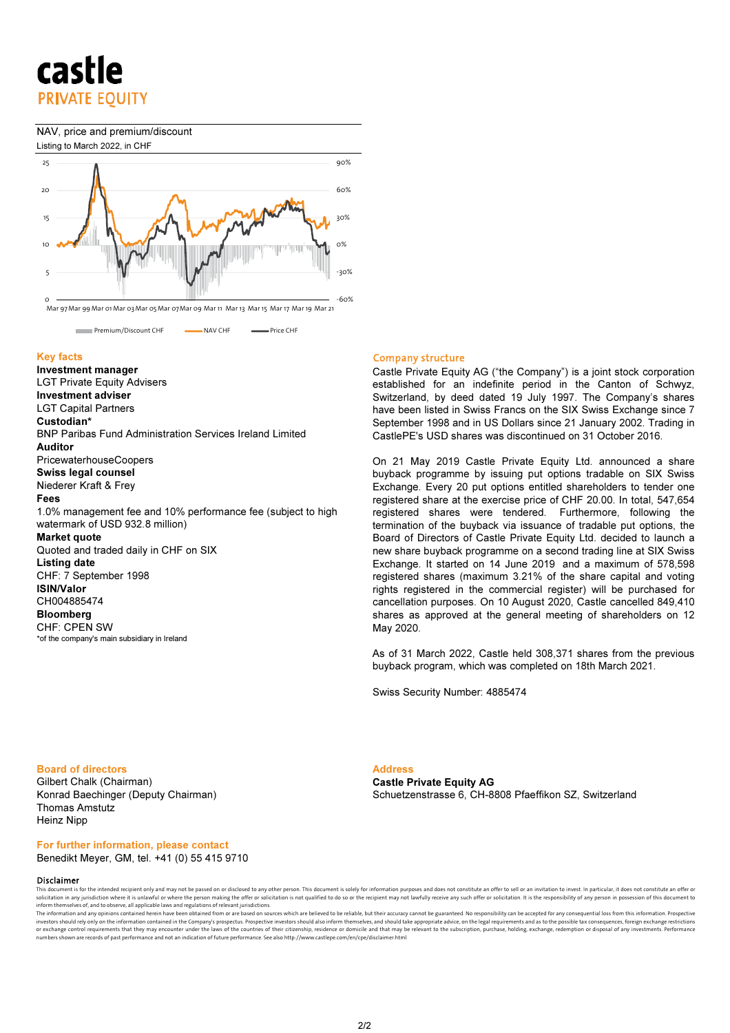**castle**
PRIVATE EQUITY

NAV, price and premium/discount

Listing to March 2022, in CHF

25
20
15
10
5
0

90%
60%
30%
0%
-30%
-60%

Mar 97 Mar 99 Mar 01 Mar 03 Mar 05 Mar 07 Mar 09 Mar 11 Mar 13 Mar 15 Mar 17 Mar 19 Mar 21

Premium/Discount CHF
NAV CHF
Price CHF

## Key facts

**Investment manager**
LGT Private Equity Advisers

**Investment adviser**
LGT Capital Partners

**Custodian***
BNP Paribas Fund Administration Services Ireland Limited

**Auditor**
PricewaterhouseCoopers

**Swiss legal counsel**
Niederer Kraft & Frey

**Fees**
1.0% management fee and 10% performance fee (subject to high watermark of USD 932.8 million)

**Market quote**
Quoted and traded daily in CHF on SIX

**Listing date**
CHF: 7 September 1998

**ISIN/Valor**
CH004885474

**Bloomberg**
CHF: CPEN SW

*of the company's main subsidiary in Ireland

## Company structure

Castle Private Equity AG ("the Company") is a joint stock corporation established for an indefinite period in the Canton of Schwyz, Switzerland, by deed dated 19 July 1997. The Company's shares have been listed in Swiss Francs on the SIX Swiss Exchange since 7 September 1998 and in US Dollars since 21 January 2002. Trading in CastlePE's USD shares was discontinued on 31 October 2016.

On 21 May 2019 Castle Private Equity Ltd. announced a share buyback programme by issuing put options tradable on SIX Swiss Exchange. Every 20 put options entitled shareholders to tender one registered share at the exercise price of CHF 20.00. In total, 547,654 registered shares were tendered. Furthermore, following the termination of the buyback via issuance of tradable put options, the Board of Directors of Castle Private Equity Ltd. decided to launch a new share buyback programme on a second trading line at SIX Swiss Exchange. It started on 14 June 2019 and a maximum of 578,598 registered shares (maximum 3.21% of the share capital and voting rights registered in the commercial register) will be purchased for cancellation purposes. On 10 August 2020, Castle cancelled 849,410 shares as approved at the general meeting of shareholders on 12 May 2020.

As of 31 March 2022, Castle held 308,371 shares from the previous buyback program, which was completed on 18th March 2021.

Swiss Security Number: 4885474

## Board of directors

Gilbert Chalk (Chairman)
Konrad Baechinger (Deputy Chairman)
Thomas Amstutz
Heinz Nipp

## Address

**Castle Private Equity AG**
Schuetzenstrasse 6, CH-8808 Pfaeffikon SZ, Switzerland

## For further information, please contact

Benedikt Meyer, GM, tel. +41 (0) 55 415 9710

## Disclaimer

This document is for the intended recipient only and may not be passed on or disclosed to any other person. This document is solely for information purposes and does not constitute an offer to sell or an invitation to invest. In particular, it does not constitute an offer or solicitation in any jurisdiction where it is unlawful or where the person making the offer or solicitation is not qualified to do so or the recipient may not lawfully receive any such offer or solicitation. It is the responsibility of any person in possession of this document to inform themselves of, and to observe, all applicable laws and regulations of relevant jurisdictions.
The information and any opinions contained herein have been obtained from or are based on sources which are believed to be reliable, but their accuracy cannot be guaranteed. No responsibility can be accepted for any consequential loss from this information. Prospective investors should rely only on the information contained in the Company's prospectus. Prospective investors should also inform themselves, and should take appropriate advice, on the legal requirements and as to the possible tax consequences, foreign exchange restrictions or exchange control requirements that they may encounter under the laws of the countries of their citizenship, residence or domicile and that may be relevant to the subscription, purchase, holding, exchange, redemption or disposal of any investments. Performance numbers shown are records of past performance and not an indication of future performance. See also http://www.castlepe.com/en/cpe/disclaimer.html